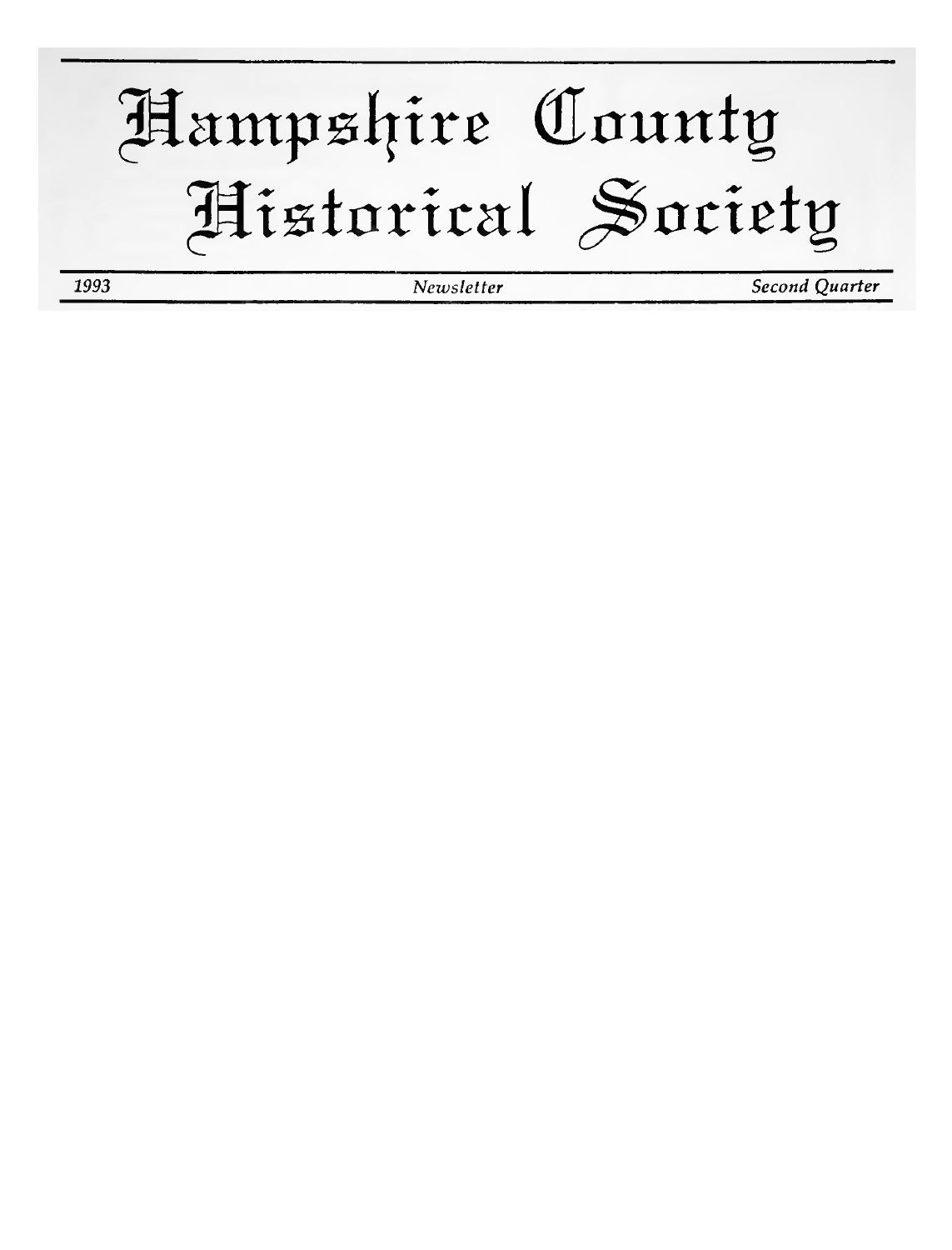# Hampshire County Historical Society

*1993* | *Newsletter* | *Second Quarter*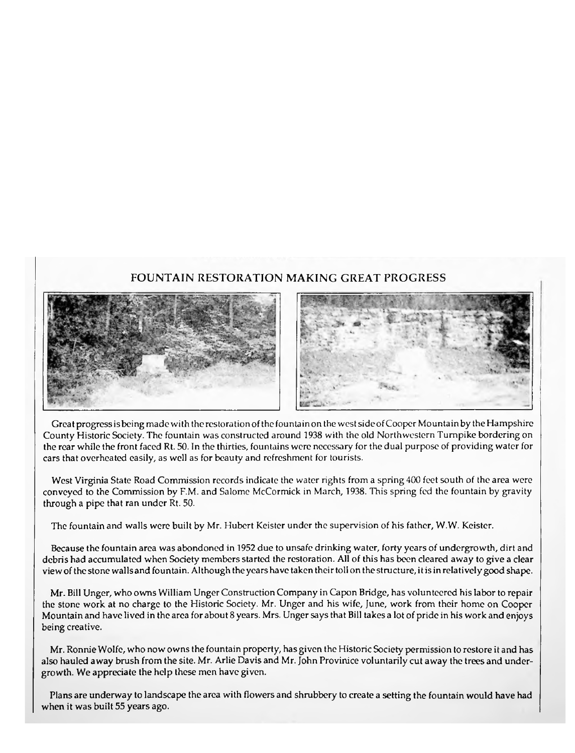## FOUNTAIN RESTORATION MAKING GREAT PROGRESS

Great progress is being made with the restoration of the fountain on the west side of Cooper Mountain by the Hampshire County Historic Society. The fountain was constructed around 1938 with the old Northwestern Turnpike bordering on the rear while the front faced Rt. 50. In the thirties, fountains were necessary for the dual purpose of providing water for cars that overheated easily, as well as for beauty and refreshment for tourists.

West Virginia State Road Commission records indicate the water rights from a spring 400 feet south of the area were conveyed to the Commission by F.M. and Salome McCormick in March, 1938. This spring fed the fountain by gravity through a pipe that ran under Rt. 50.

The fountain and walls were built by Mr. Hubert Keister under the supervision of his father, W.W. Keister.

Because the fountain area was abondoned in 1952 due to unsafe drinking water, forty years of undergrowth, dirt and debris had accumulated when Society members started the restoration. All of this has been cleared away to give a clear view of the stone walls and fountain. Although the years have taken their toll on the structure, it is in relatively good shape.

Mr. Bill Unger, who owns William Unger Construction Company in Capon Bridge, has volunteered his labor to repair the stone work at no charge to the Historic Society. Mr. Unger and his wife, June, work from their home on Cooper Mountain and have lived in the area for about 8 years. Mrs. Unger says that Bill takes a lot of pride in his work and enjoys being creative.

Mr. Ronnie Wolfe, who now owns the fountain property, has given the Historic Society permission to restore it and has also hauled away brush from the site. Mr. Arlie Davis and Mr. John Provinice voluntarily cut away the trees and undergrowth. We appreciate the help these men have given.

Plans are underway to landscape the area with flowers and shrubbery to create a setting the fountain would have had when it was built 55 years ago.